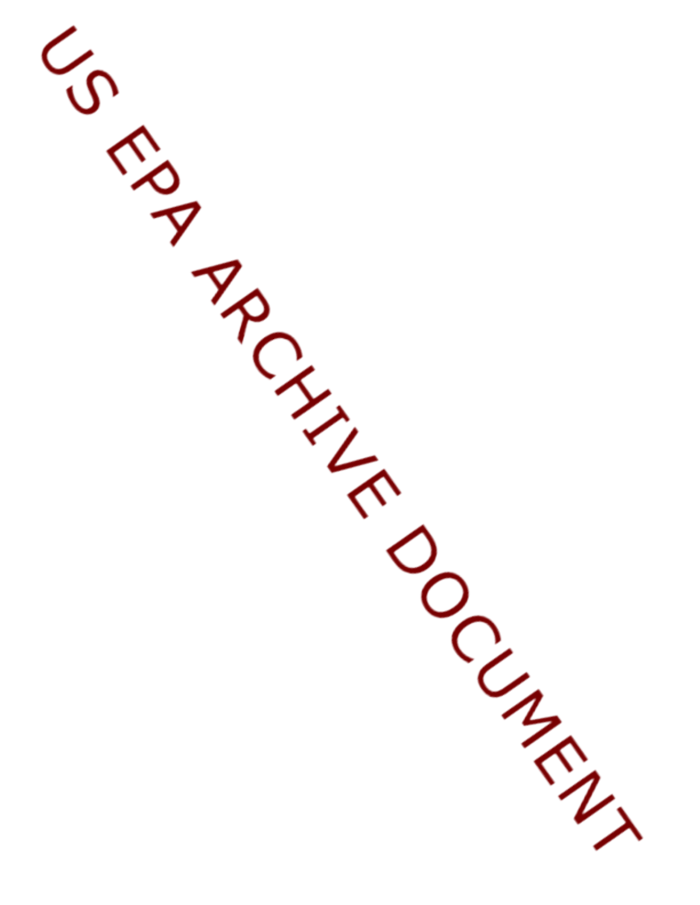US EPA ARCHIVE DOCUMENT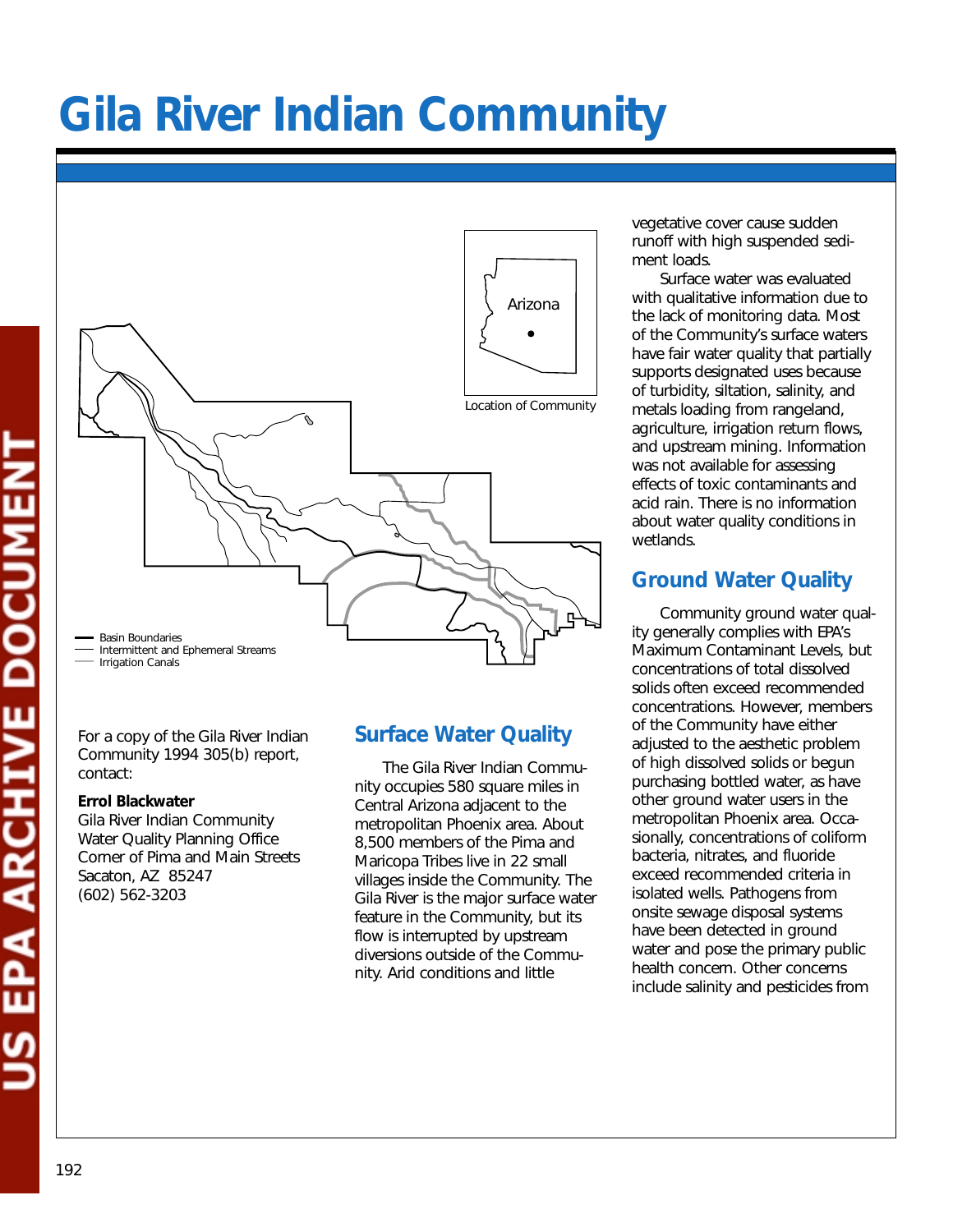# Gila River Indian Community

Location of Community

Basin Boundaries
Intermittent and Ephemeral Streams
Irrigation Canals

For a copy of the Gila River Indian Community 1994 305(b) report, contact:

**Errol Blackwater**
Gila River Indian Community
Water Quality Planning Office
Corner of Pima and Main Streets
Sacaton, AZ 85247
(602) 562-3203

## Surface Water Quality

The Gila River Indian Community occupies 580 square miles in Central Arizona adjacent to the metropolitan Phoenix area. About 8,500 members of the Pima and Maricopa Tribes live in 22 small villages inside the Community. The Gila River is the major surface water feature in the Community, but its flow is interrupted by upstream diversions outside of the Community. Arid conditions and little vegetative cover cause sudden runoff with high suspended sediment loads.

Surface water was evaluated with qualitative information due to the lack of monitoring data. Most of the Community's surface waters have fair water quality that partially supports designated uses because of turbidity, siltation, salinity, and metals loading from rangeland, agriculture, irrigation return flows, and upstream mining. Information was not available for assessing effects of toxic contaminants and acid rain. There is no information about water quality conditions in wetlands.

## Ground Water Quality

Community ground water quality generally complies with EPA's Maximum Contaminant Levels, but concentrations of total dissolved solids often exceed recommended concentrations. However, members of the Community have either adjusted to the aesthetic problem of high dissolved solids or begun purchasing bottled water, as have other ground water users in the metropolitan Phoenix area. Occasionally, concentrations of coliform bacteria, nitrates, and fluoride exceed recommended criteria in isolated wells. Pathogens from onsite sewage disposal systems have been detected in ground water and pose the primary public health concern. Other concerns include salinity and pesticides from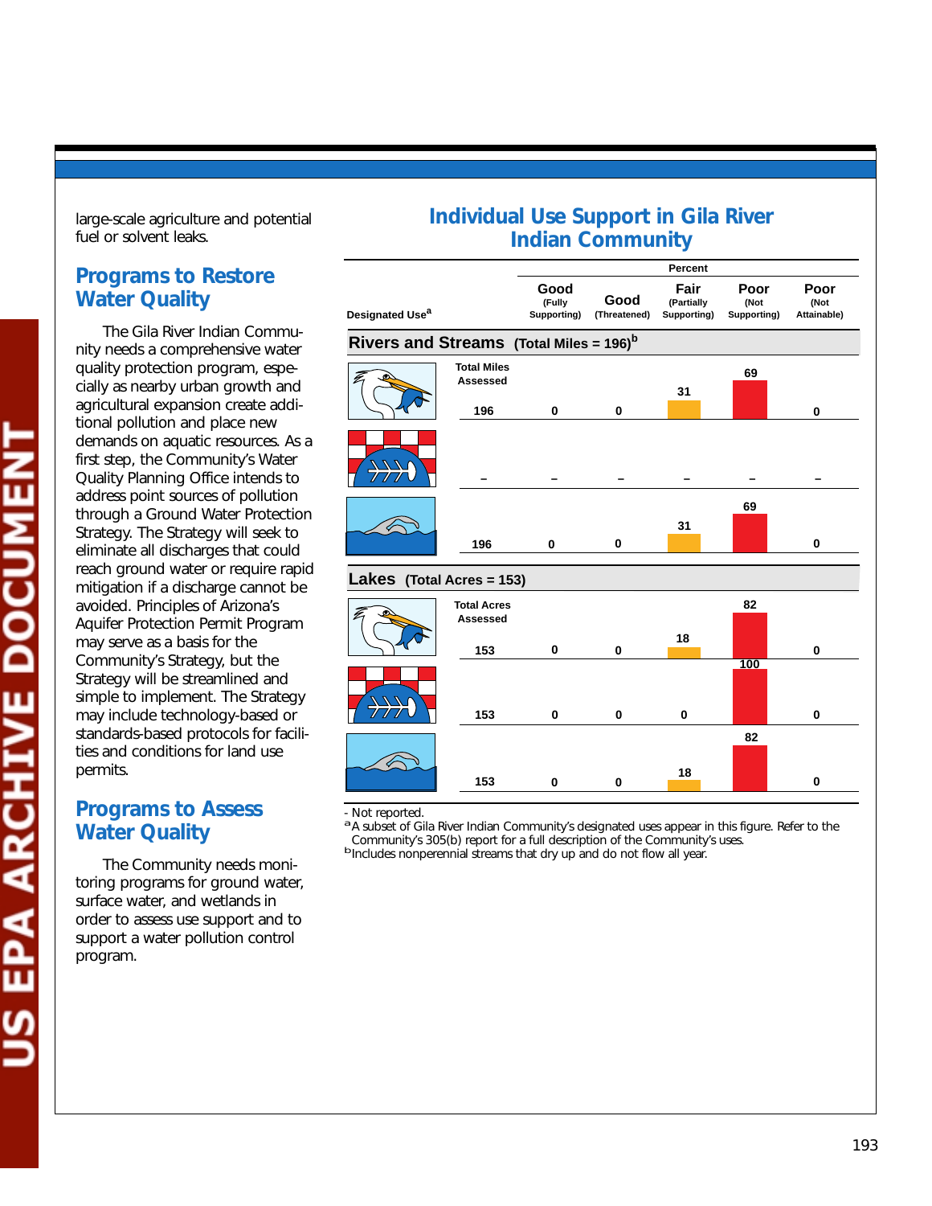large-scale agriculture and potential fuel or solvent leaks.

## Programs to Restore Water Quality

The Gila River Indian Community needs a comprehensive water quality protection program, especially as nearby urban growth and agricultural expansion create additional pollution and place new demands on aquatic resources. As a first step, the Community's Water Quality Planning Office intends to address point sources of pollution through a Ground Water Protection Strategy. The Strategy will seek to eliminate all discharges that could reach ground water or require rapid mitigation if a discharge cannot be avoided. Principles of Arizona's Aquifer Protection Permit Program may serve as a basis for the Community's Strategy, but the Strategy will be streamlined and simple to implement. The Strategy may include technology-based or standards-based protocols for facilities and conditions for land use permits.

## Programs to Assess Water Quality

The Community needs monitoring programs for ground water, surface water, and wetlands in order to assess use support and to support a water pollution control program.

## Individual Use Support in Gila River Indian Community

Percent

Designated Use[a]

Good (Fully Supporting)

Good (Threatened)

Fair (Partially Supporting)

Poor (Not Supporting)

Poor (Not Attainable)

**Rivers and Streams (Total Miles = 196)[b]**

Total Miles Assessed

196 0 0 31 69 0

– – – – – –

196 0 0 31 69 0

**Lakes (Total Acres = 153)**

Total Acres Assessed

153 0 0 18 82 0

153 0 0 0 100 0

153 0 0 18 82 0

- Not reported.

[a] A subset of Gila River Indian Community's designated uses appear in this figure. Refer to the Community's 305(b) report for a full description of the Community's uses.

[b] Includes nonperennial streams that dry up and do not flow all year.